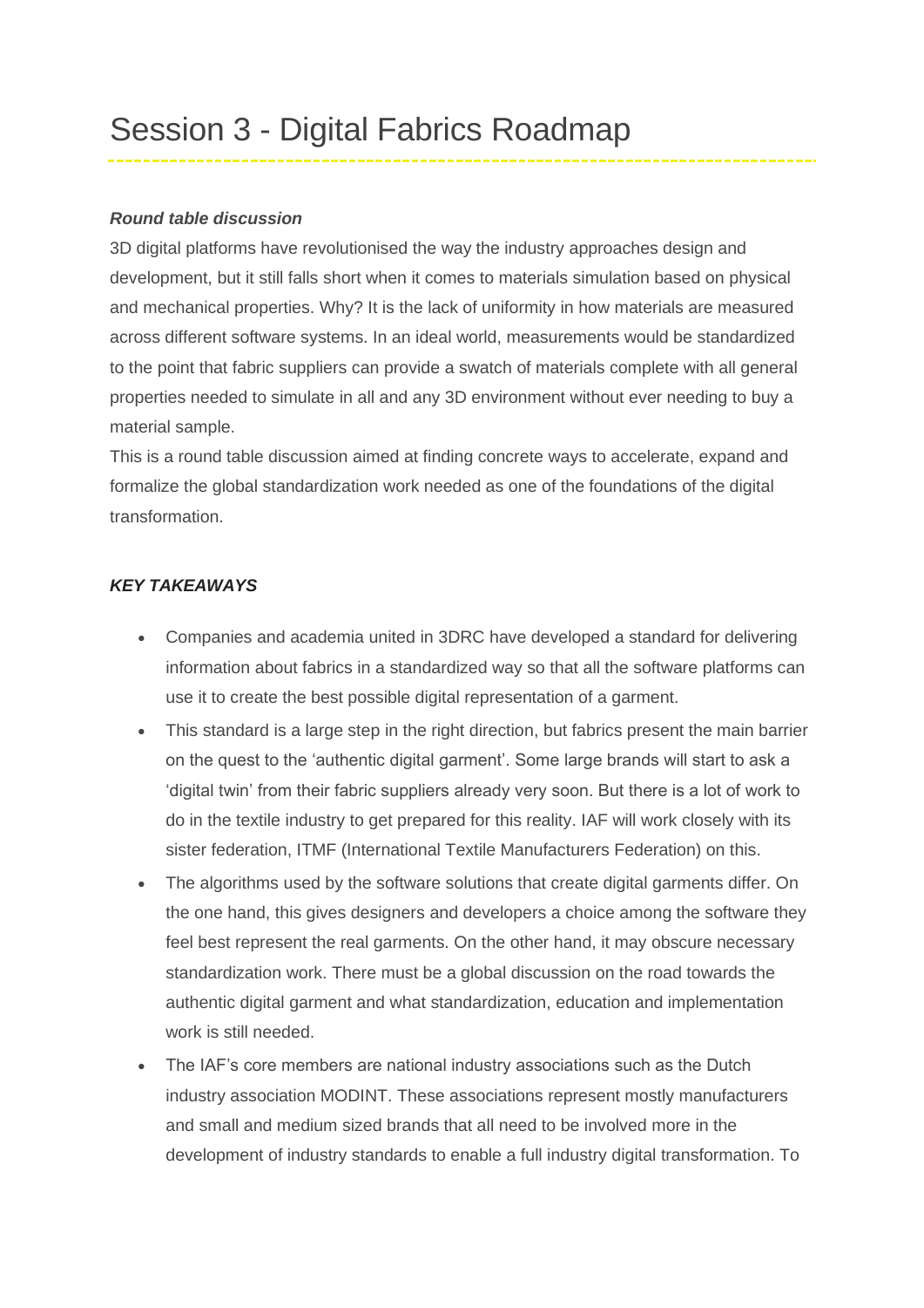# Session 3 - Digital Fabrics Roadmap

***Round table discussion***

3D digital platforms have revolutionised the way the industry approaches design and development, but it still falls short when it comes to materials simulation based on physical and mechanical properties. Why? It is the lack of uniformity in how materials are measured across different software systems. In an ideal world, measurements would be standardized to the point that fabric suppliers can provide a swatch of materials complete with all general properties needed to simulate in all and any 3D environment without ever needing to buy a material sample.

This is a round table discussion aimed at finding concrete ways to accelerate, expand and formalize the global standardization work needed as one of the foundations of the digital transformation.

***KEY TAKEAWAYS***

- Companies and academia united in 3DRC have developed a standard for delivering information about fabrics in a standardized way so that all the software platforms can use it to create the best possible digital representation of a garment.
- This standard is a large step in the right direction, but fabrics present the main barrier on the quest to the 'authentic digital garment'. Some large brands will start to ask a 'digital twin' from their fabric suppliers already very soon. But there is a lot of work to do in the textile industry to get prepared for this reality. IAF will work closely with its sister federation, ITMF (International Textile Manufacturers Federation) on this.
- The algorithms used by the software solutions that create digital garments differ. On the one hand, this gives designers and developers a choice among the software they feel best represent the real garments. On the other hand, it may obscure necessary standardization work. There must be a global discussion on the road towards the authentic digital garment and what standardization, education and implementation work is still needed.
- The IAF's core members are national industry associations such as the Dutch industry association MODINT. These associations represent mostly manufacturers and small and medium sized brands that all need to be involved more in the development of industry standards to enable a full industry digital transformation. To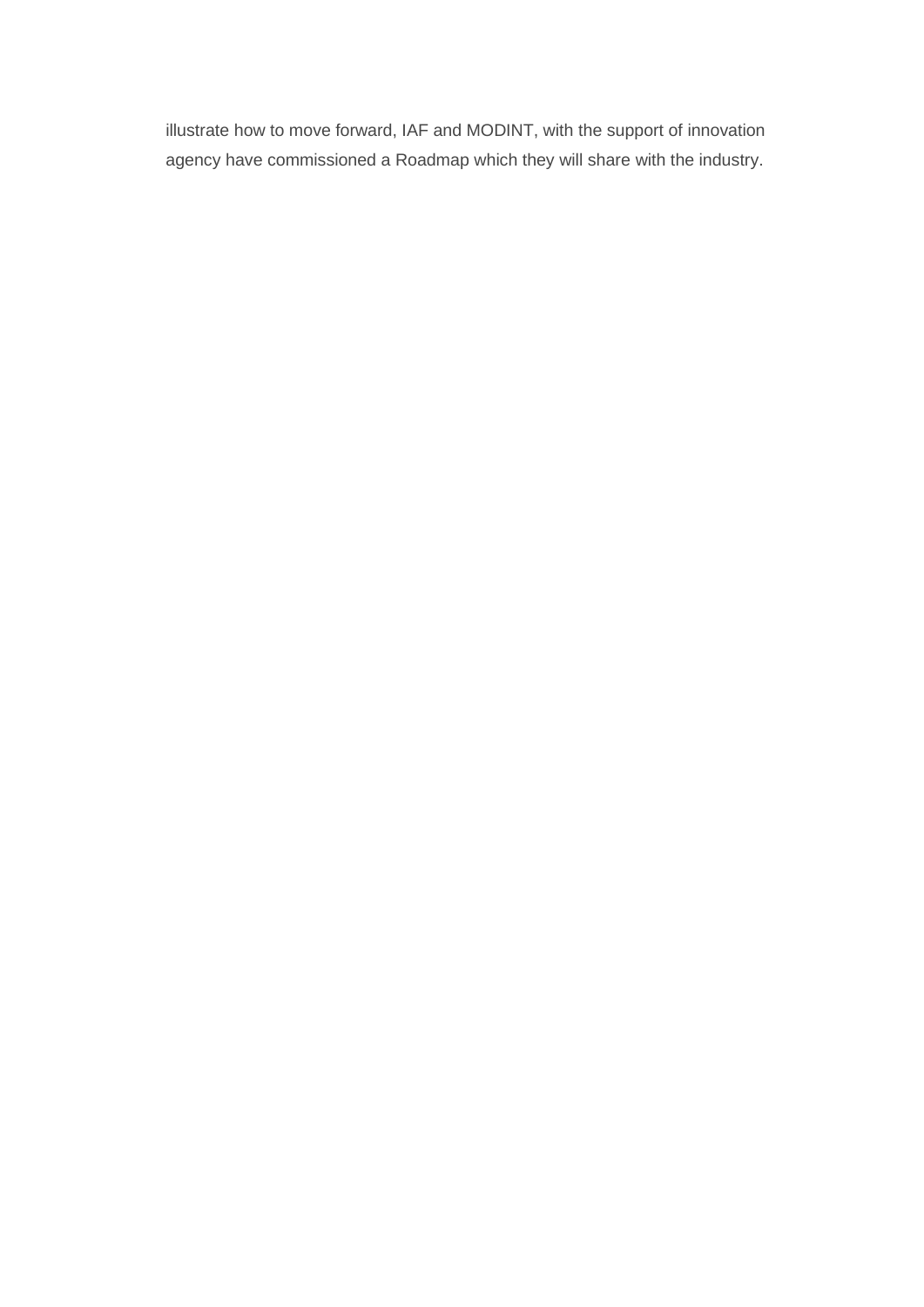illustrate how to move forward, IAF and MODINT, with the support of innovation agency have commissioned a Roadmap which they will share with the industry.